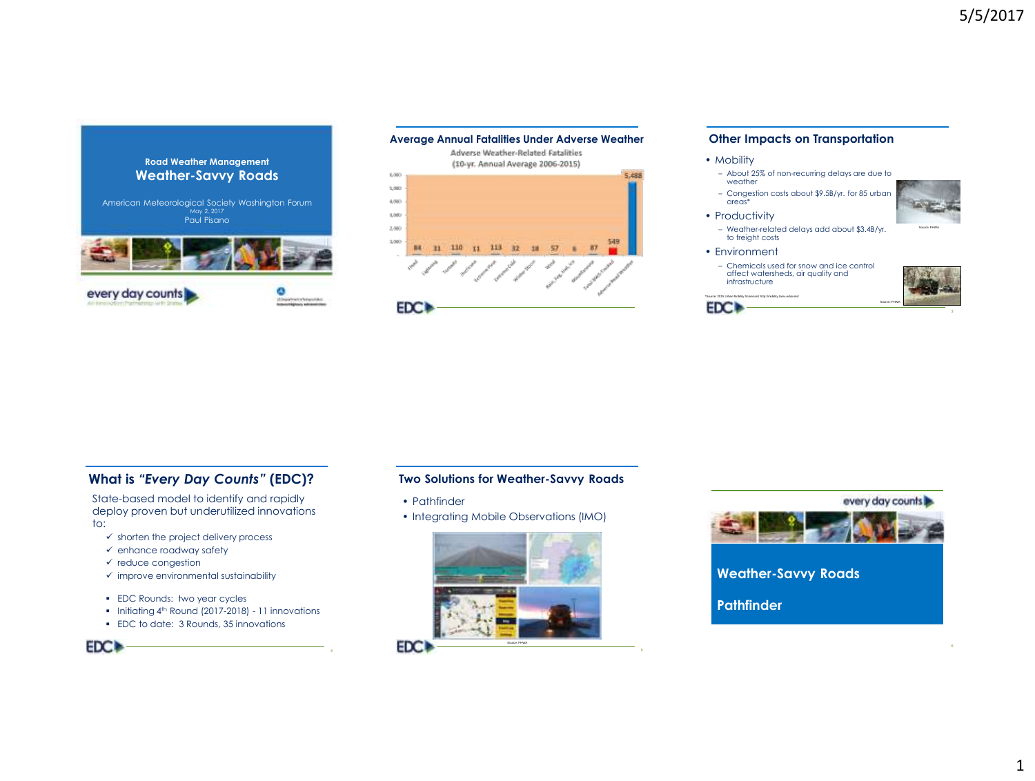## Road Weather Management
# Weather-Savvy Roads

American Meteorological Society Washington Forum
May 2, 2017
Paul Pisano

every day counts
An innovation partnership with States

U.S. Department of Transportation
Federal Highway Administration

## Average Annual Fatalities Under Adverse Weather

Adverse Weather-Related Fatalities
(10-yr. Annual Average 2006-2015)

| Category | Fatalities |
|---|---|
| Flood | 84 |
| Lightning | 31 |
| Tornado | 110 |
| Hurricane | 11 |
| Extreme Heat | 113 |
| Extreme Cold | 32 |
| Winter Storm | 18 |
| Wind | 57 |
| Rain, Fog, Hail, Ice | 6 |
| Miscellaneous | 87 |
| Total NWS-Tracked | 549 |
| Adverse Road Weather | 5,488 |

EDC

## Other Impacts on Transportation

- Mobility
  - About 25% of non-recurring delays are due to weather
  - Congestion costs about $9.5B/yr. for 85 urban areas*
- Productivity
  - Weather-related delays add about $3.4B/yr. to freight costs
- Environment
  - Chemicals used for snow and ice control affect watersheds, air quality and infrastructure

Source: FHWA

*Source: 2015 Urban Mobility Scorecard: http://mobility.tamu.edu/ums/

Source: FHWA

EDC

## What is *"Every Day Counts"* (EDC)?

State-based model to identify and rapidly deploy proven but underutilized innovations to:

- ✓ shorten the project delivery process
- ✓ enhance roadway safety
- ✓ reduce congestion
- ✓ improve environmental sustainability

- EDC Rounds: two year cycles
- Initiating 4th Round (2017-2018) - 11 innovations
- EDC to date: 3 Rounds, 35 innovations

EDC

## Two Solutions for Weather-Savvy Roads

- Pathfinder
- Integrating Mobile Observations (IMO)

Source: FHWA

EDC

every day counts

## Weather-Savvy Roads

## Pathfinder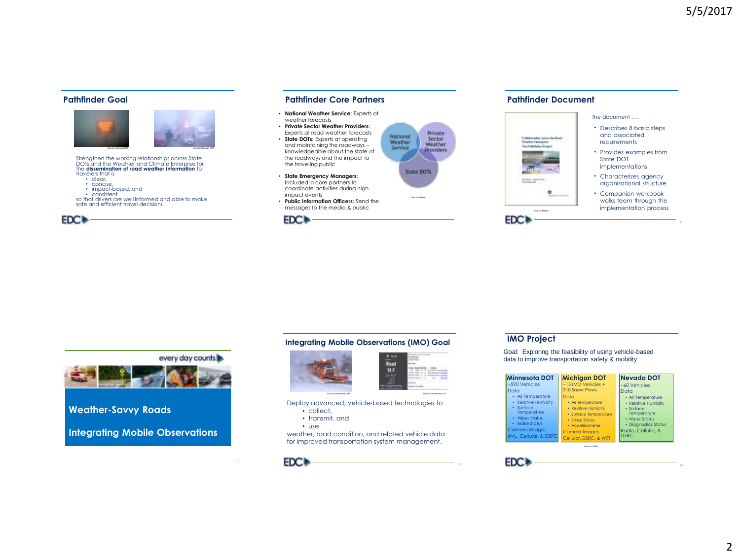## Pathfinder Goal

Source: Georgia DOT

Source: Georgia DOT

Strengthen the working relationships across State DOTs and the Weather and Climate Enterprise for the **dissemination of road weather information** to travelers that is

- clear,
- concise,
- impact-based, and
- consistent

so that drivers are well informed and able to make safe and efficient travel decisions

## Pathfinder Core Partners

- **National Weather Service:** Experts at weather forecasts
- **Private Sector Weather Providers:** Experts at road weather forecasts
- **State DOTs:** Experts at operating and maintaining the roadways – knowledgeable about the state of the roadways and the impact to the traveling public
- **State Emergency Managers:** Included in core partners to coordinate activities during high impact events
- **Public Information Officers:** Send the messages to the media & public

National Weather Service | Private Sector Weather Providers | State DOTs

Source: FHWA

## Pathfinder Document

The document . . .

- Describes 8 basic steps and associated requirements
- Provides examples from State DOT implementations
- Characterizes agency organizational structure
- Companion workbook walks team through the implementation process

Source: FHWA

every day counts

## Weather-Savvy Roads

## Integrating Mobile Observations

## Integrating Mobile Observations (IMO) Goal

Source: Minnesota DOT

Source: Minnesota DOT

Deploy advanced, vehicle-based technologies to

- collect,
- transmit, and
- use

weather, road condition, and related vehicle data for improved transportation system management.

## IMO Project

Goal: Exploring the feasibility of using vehicle-based data to improve transportation safety & mobility

**Minnesota DOT**
~590 Vehicles
Data
- Air Temperature
- Relative Humidity
- Surface Temperature
- Wiper Status
- Brake Status

Camera Images
AVL, Cellular, & DSRC

**Michigan DOT**
~15 IMO Vehicles + 310 Snow Plows
Data
- Air Temperature
- Relative Humidity
- Surface Temperature
- Brake Status
- Accelerometer

Camera Images
Cellular, DSRC, & WiFi

**Nevada DOT**
~60 Vehicles
Data
- Air Temperature
- Relative Humidity
- Surface Temperature
- Wiper Status
- Diagnostics Status

Radio, Cellular, & DSRC

Source: FHWA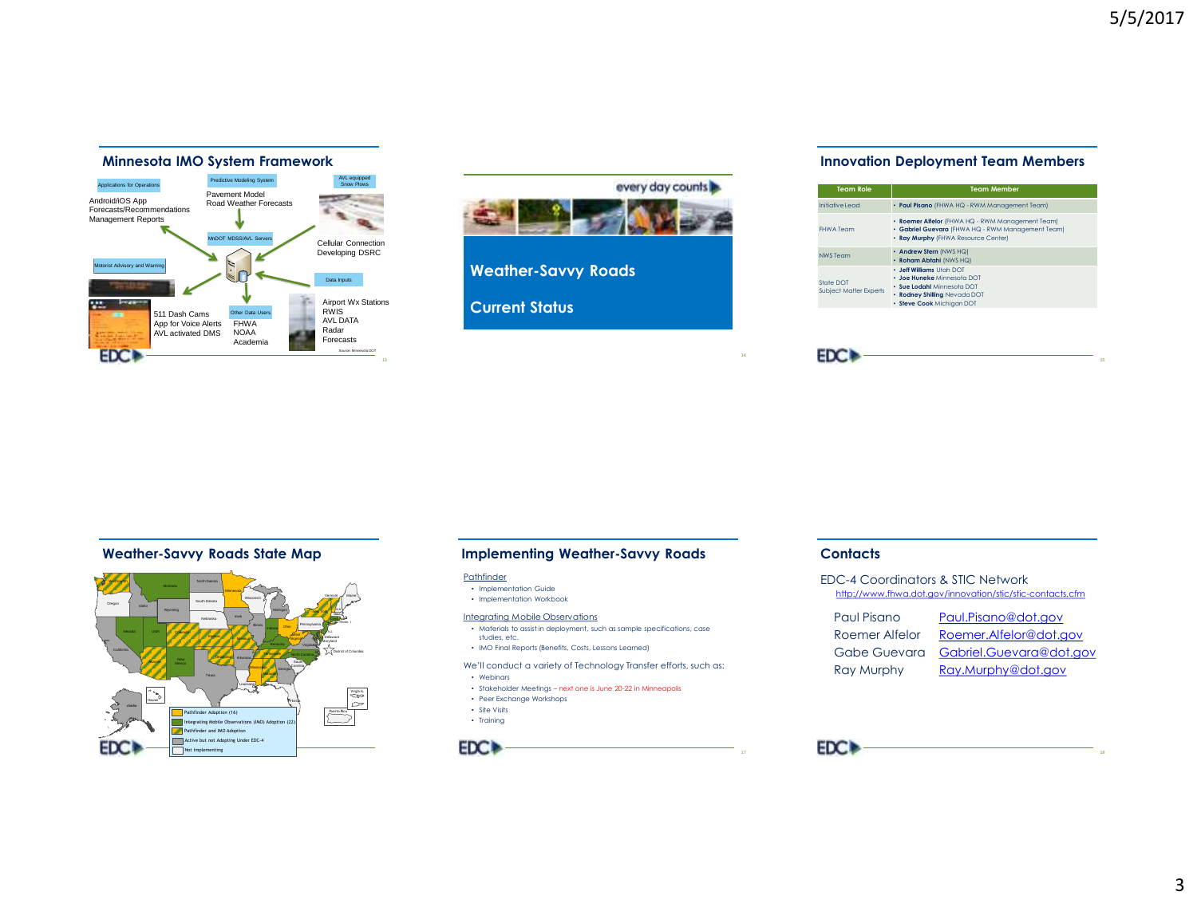## Minnesota IMO System Framework

Applications for Operations

Android/iOS App
Forecasts/Recommendations
Management Reports

Predictive Modeling System

Pavement Model
Road Weather Forecasts

AVL equipped Snow Plows

MnDOT MDSS/AVL Servers

Cellular Connection
Developing DSRC

Motorist Advisory and Warning

Data Inputs

511 Dash Cams
App for Voice Alerts
AVL activated DMS

Other Data Users

FHWA
NOAA
Academia

Airport Wx Stations
RWIS
AVL DATA
Radar
Forecasts

Source: Minnesota DOT

## Weather-Savvy Roads

## Current Status

## Innovation Deployment Team Members

| Team Role | Team Member |
|---|---|
| Initiative Lead | • **Paul Pisano** (FHWA HQ - RWM Management Team) |
| FHWA Team | • **Roemer Alfelor** (FHWA HQ - RWM Management Team)<br>• **Gabriel Guevara** (FHWA HQ - RWM Management Team)<br>• **Ray Murphy** (FHWA Resource Center) |
| NWS Team | • **Andrew Stern** (NWS HQ)<br>• **Roham Abtahi** (NWS HQ) |
| State DOT Subject Matter Experts | • **Jeff Williams** Utah DOT<br>• **Joe Huneke** Minnesota DOT<br>• **Sue Lodahl** Minnesota DOT<br>• **Rodney Shilling** Nevada DOT<br>• **Steve Cook** Michigan DOT |

## Weather-Savvy Roads State Map

Pathfinder Adoption (16)
Integrating Mobile Observations (IMO) Adoption (22)
Pathfinder and IMO Adoption
Active but not Adopting Under EDC-4
Not Implementing

## Implementing Weather-Savvy Roads

Pathfinder
- Implementation Guide
- Implementation Workbook

Integrating Mobile Observations
- Materials to assist in deployment, such as sample specifications, case studies, etc.
- IMO Final Reports (Benefits, Costs, Lessons Learned)

We'll conduct a variety of Technology Transfer efforts, such as:
- Webinars
- Stakeholder Meetings – next one is June 20-22 in Minneapolis
- Peer Exchange Workshops
- Site Visits
- Training

## Contacts

EDC-4 Coordinators & STIC Network
http://www.fhwa.dot.gov/innovation/stic/stic-contacts.cfm

| | |
|---|---|
| Paul Pisano | Paul.Pisano@dot.gov |
| Roemer Alfelor | Roemer.Alfelor@dot.gov |
| Gabe Guevara | Gabriel.Guevara@dot.gov |
| Ray Murphy | Ray.Murphy@dot.gov |